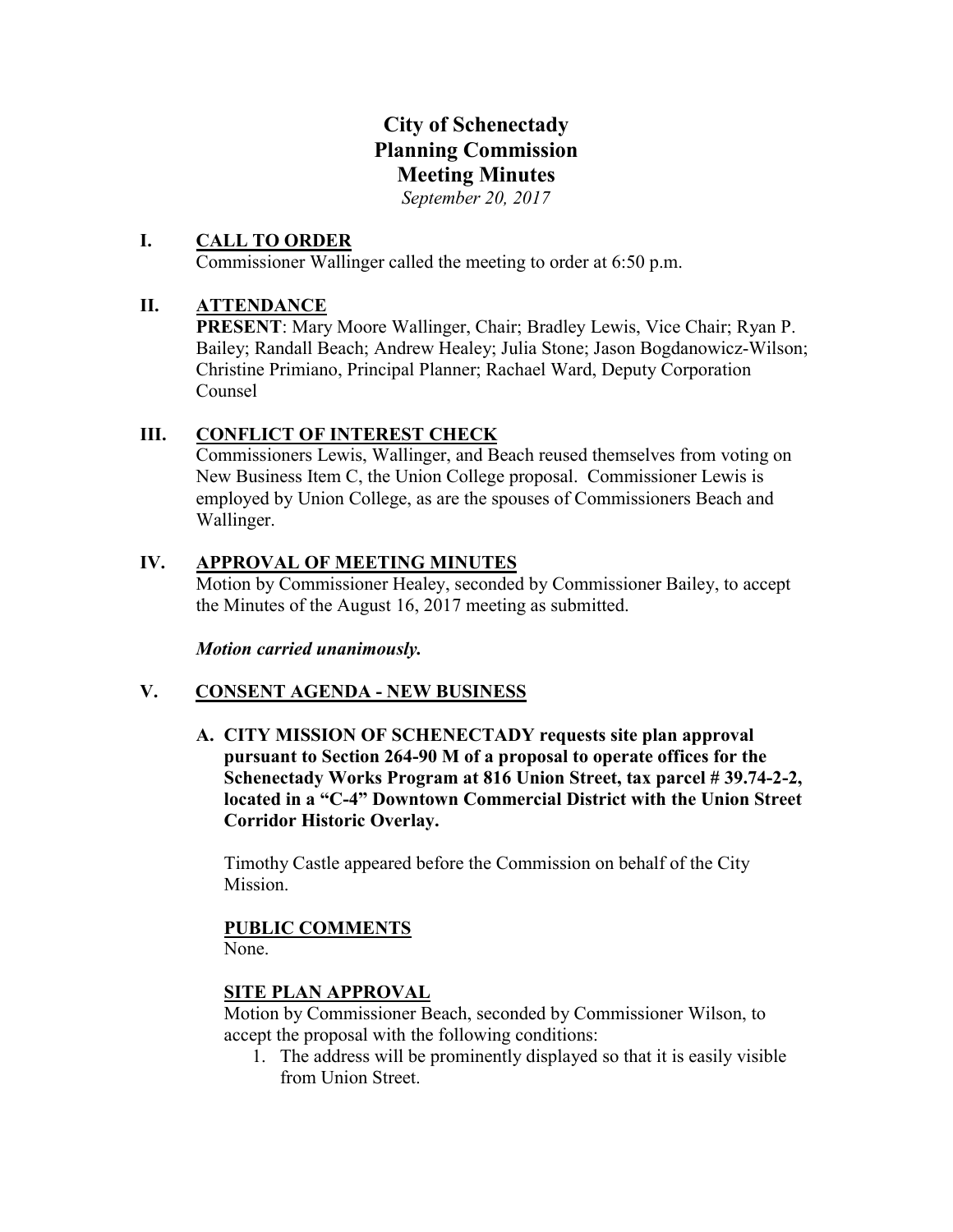# City of Schenectady
# Planning Commission
# Meeting Minutes

*September 20, 2017*

## I. CALL TO ORDER

Commissioner Wallinger called the meeting to order at 6:50 p.m.

## II. ATTENDANCE

**PRESENT**: Mary Moore Wallinger, Chair; Bradley Lewis, Vice Chair; Ryan P. Bailey; Randall Beach; Andrew Healey; Julia Stone; Jason Bogdanowicz-Wilson; Christine Primiano, Principal Planner; Rachael Ward, Deputy Corporation Counsel

## III. CONFLICT OF INTEREST CHECK

Commissioners Lewis, Wallinger, and Beach reused themselves from voting on New Business Item C, the Union College proposal. Commissioner Lewis is employed by Union College, as are the spouses of Commissioners Beach and Wallinger.

## IV. APPROVAL OF MEETING MINUTES

Motion by Commissioner Healey, seconded by Commissioner Bailey, to accept the Minutes of the August 16, 2017 meeting as submitted.

***Motion carried unanimously.***

## V. CONSENT AGENDA - NEW BUSINESS

**A. CITY MISSION OF SCHENECTADY requests site plan approval pursuant to Section 264-90 M of a proposal to operate offices for the Schenectady Works Program at 816 Union Street, tax parcel # 39.74-2-2, located in a "C-4" Downtown Commercial District with the Union Street Corridor Historic Overlay.**

Timothy Castle appeared before the Commission on behalf of the City Mission.

**PUBLIC COMMENTS**

None.

**SITE PLAN APPROVAL**

Motion by Commissioner Beach, seconded by Commissioner Wilson, to accept the proposal with the following conditions:

1. The address will be prominently displayed so that it is easily visible from Union Street.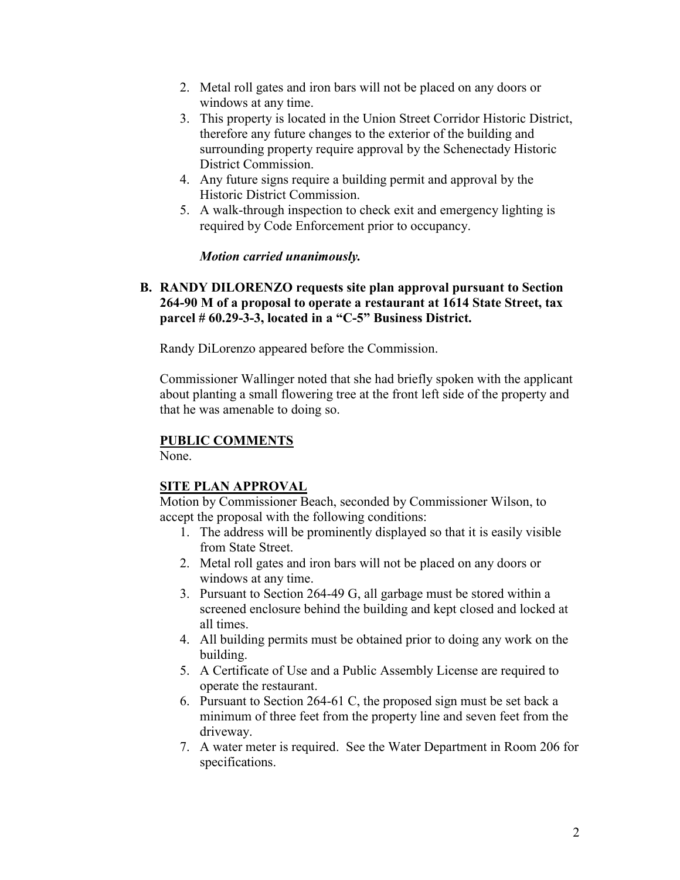2. Metal roll gates and iron bars will not be placed on any doors or windows at any time.
3. This property is located in the Union Street Corridor Historic District, therefore any future changes to the exterior of the building and surrounding property require approval by the Schenectady Historic District Commission.
4. Any future signs require a building permit and approval by the Historic District Commission.
5. A walk-through inspection to check exit and emergency lighting is required by Code Enforcement prior to occupancy.

***Motion carried unanimously.***

**B. RANDY DILORENZO requests site plan approval pursuant to Section 264-90 M of a proposal to operate a restaurant at 1614 State Street, tax parcel # 60.29-3-3, located in a "C-5" Business District.**

Randy DiLorenzo appeared before the Commission.

Commissioner Wallinger noted that she had briefly spoken with the applicant about planting a small flowering tree at the front left side of the property and that he was amenable to doing so.

**PUBLIC COMMENTS**

None.

**SITE PLAN APPROVAL**

Motion by Commissioner Beach, seconded by Commissioner Wilson, to accept the proposal with the following conditions:

1. The address will be prominently displayed so that it is easily visible from State Street.
2. Metal roll gates and iron bars will not be placed on any doors or windows at any time.
3. Pursuant to Section 264-49 G, all garbage must be stored within a screened enclosure behind the building and kept closed and locked at all times.
4. All building permits must be obtained prior to doing any work on the building.
5. A Certificate of Use and a Public Assembly License are required to operate the restaurant.
6. Pursuant to Section 264-61 C, the proposed sign must be set back a minimum of three feet from the property line and seven feet from the driveway.
7. A water meter is required. See the Water Department in Room 206 for specifications.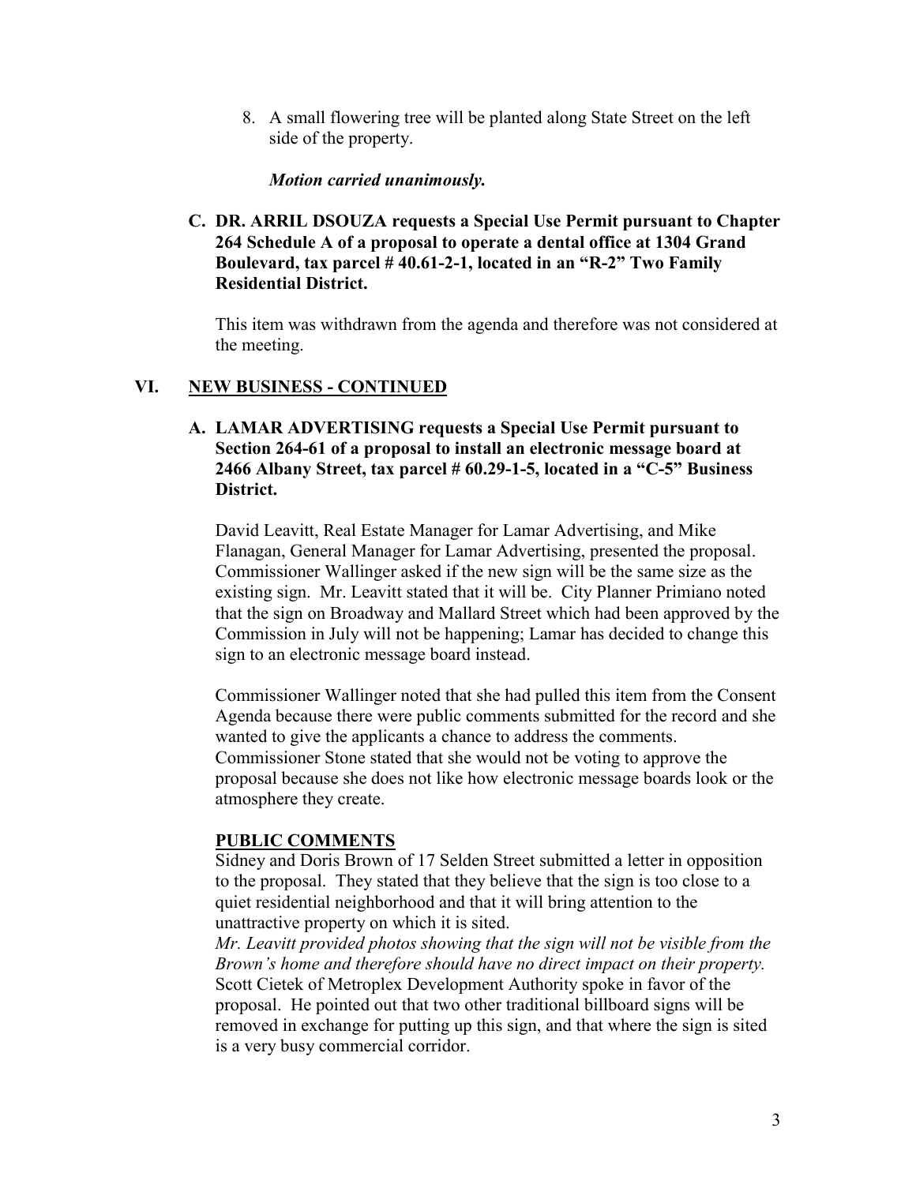8. A small flowering tree will be planted along State Street on the left side of the property.

*Motion carried unanimously.*

**C. DR. ARRIL DSOUZA requests a Special Use Permit pursuant to Chapter 264 Schedule A of a proposal to operate a dental office at 1304 Grand Boulevard, tax parcel # 40.61-2-1, located in an "R-2" Two Family Residential District.**

This item was withdrawn from the agenda and therefore was not considered at the meeting.

## VI. NEW BUSINESS - CONTINUED

**A. LAMAR ADVERTISING requests a Special Use Permit pursuant to Section 264-61 of a proposal to install an electronic message board at 2466 Albany Street, tax parcel # 60.29-1-5, located in a "C-5" Business District.**

David Leavitt, Real Estate Manager for Lamar Advertising, and Mike Flanagan, General Manager for Lamar Advertising, presented the proposal. Commissioner Wallinger asked if the new sign will be the same size as the existing sign. Mr. Leavitt stated that it will be. City Planner Primiano noted that the sign on Broadway and Mallard Street which had been approved by the Commission in July will not be happening; Lamar has decided to change this sign to an electronic message board instead.

Commissioner Wallinger noted that she had pulled this item from the Consent Agenda because there were public comments submitted for the record and she wanted to give the applicants a chance to address the comments. Commissioner Stone stated that she would not be voting to approve the proposal because she does not like how electronic message boards look or the atmosphere they create.

**PUBLIC COMMENTS**

Sidney and Doris Brown of 17 Selden Street submitted a letter in opposition to the proposal. They stated that they believe that the sign is too close to a quiet residential neighborhood and that it will bring attention to the unattractive property on which it is sited.

*Mr. Leavitt provided photos showing that the sign will not be visible from the Brown's home and therefore should have no direct impact on their property.*

Scott Cietek of Metroplex Development Authority spoke in favor of the proposal. He pointed out that two other traditional billboard signs will be removed in exchange for putting up this sign, and that where the sign is sited is a very busy commercial corridor.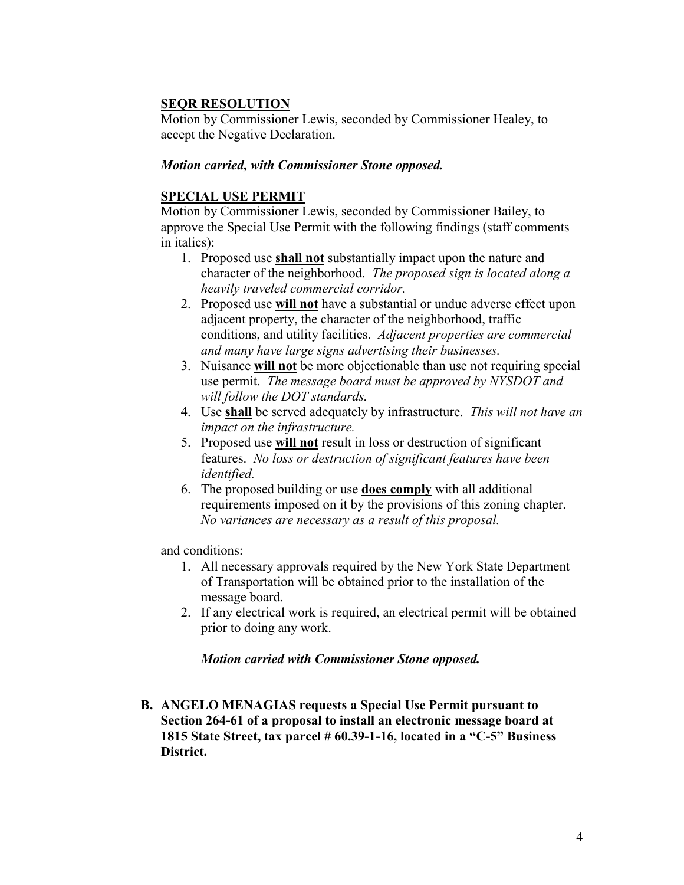**<u>SEQR RESOLUTION</u>**

Motion by Commissioner Lewis, seconded by Commissioner Healey, to accept the Negative Declaration.

***Motion carried, with Commissioner Stone opposed.***

**<u>SPECIAL USE PERMIT</u>**

Motion by Commissioner Lewis, seconded by Commissioner Bailey, to approve the Special Use Permit with the following findings (staff comments in italics):

1. Proposed use **<u>shall not</u>** substantially impact upon the nature and character of the neighborhood. *The proposed sign is located along a heavily traveled commercial corridor.*
2. Proposed use **<u>will not</u>** have a substantial or undue adverse effect upon adjacent property, the character of the neighborhood, traffic conditions, and utility facilities. *Adjacent properties are commercial and many have large signs advertising their businesses.*
3. Nuisance **<u>will not</u>** be more objectionable than use not requiring special use permit. *The message board must be approved by NYSDOT and will follow the DOT standards.*
4. Use **<u>shall</u>** be served adequately by infrastructure. *This will not have an impact on the infrastructure.*
5. Proposed use **<u>will not</u>** result in loss or destruction of significant features. *No loss or destruction of significant features have been identified.*
6. The proposed building or use **<u>does comply</u>** with all additional requirements imposed on it by the provisions of this zoning chapter. *No variances are necessary as a result of this proposal.*

and conditions:

1. All necessary approvals required by the New York State Department of Transportation will be obtained prior to the installation of the message board.
2. If any electrical work is required, an electrical permit will be obtained prior to doing any work.

***Motion carried with Commissioner Stone opposed.***

**B. ANGELO MENAGIAS requests a Special Use Permit pursuant to Section 264-61 of a proposal to install an electronic message board at 1815 State Street, tax parcel # 60.39-1-16, located in a "C-5" Business District.**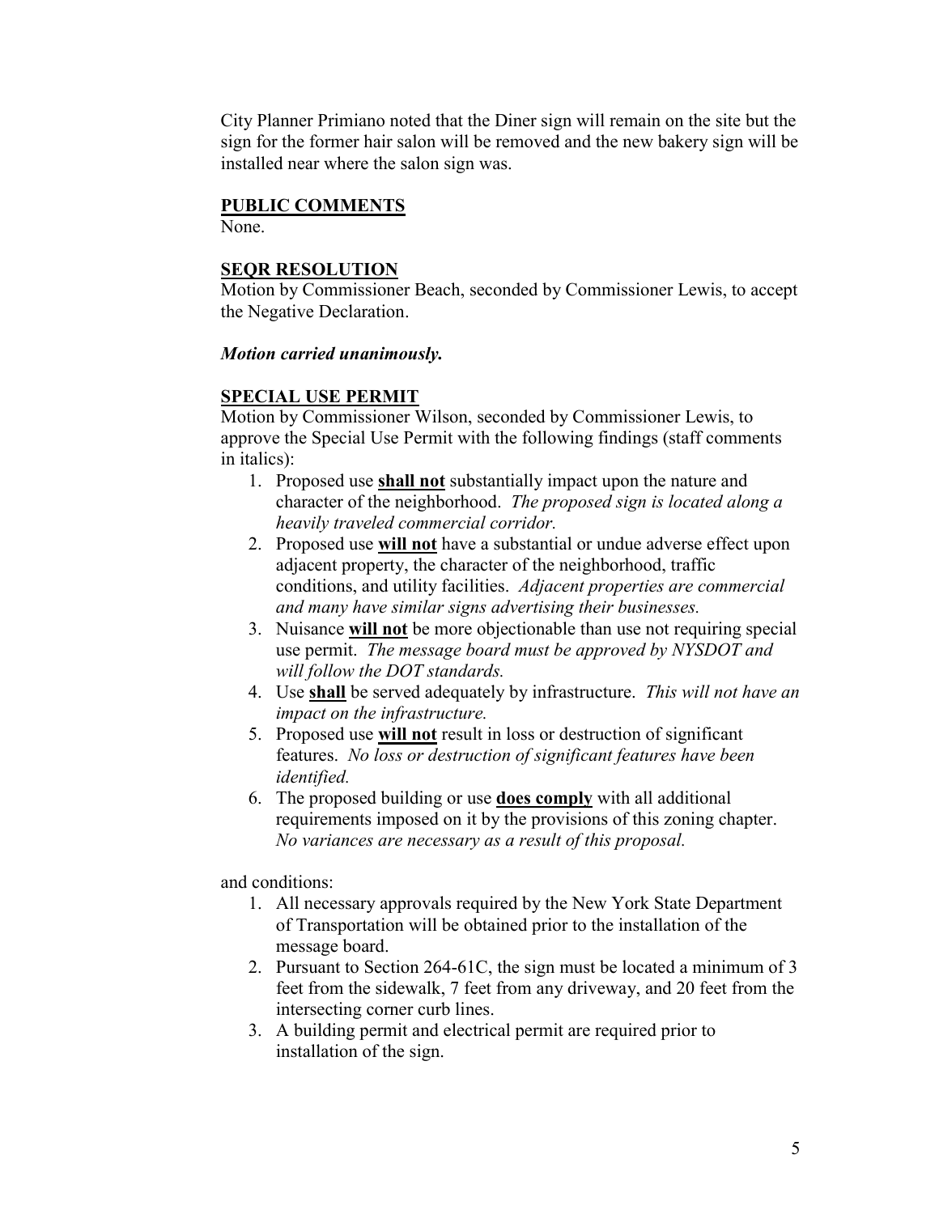City Planner Primiano noted that the Diner sign will remain on the site but the sign for the former hair salon will be removed and the new bakery sign will be installed near where the salon sign was.

**PUBLIC COMMENTS**
None.

**SEQR RESOLUTION**
Motion by Commissioner Beach, seconded by Commissioner Lewis, to accept the Negative Declaration.

***Motion carried unanimously.***

**SPECIAL USE PERMIT**
Motion by Commissioner Wilson, seconded by Commissioner Lewis, to approve the Special Use Permit with the following findings (staff comments in italics):

1. Proposed use **shall not** substantially impact upon the nature and character of the neighborhood. *The proposed sign is located along a heavily traveled commercial corridor.*
2. Proposed use **will not** have a substantial or undue adverse effect upon adjacent property, the character of the neighborhood, traffic conditions, and utility facilities. *Adjacent properties are commercial and many have similar signs advertising their businesses.*
3. Nuisance **will not** be more objectionable than use not requiring special use permit. *The message board must be approved by NYSDOT and will follow the DOT standards.*
4. Use **shall** be served adequately by infrastructure. *This will not have an impact on the infrastructure.*
5. Proposed use **will not** result in loss or destruction of significant features. *No loss or destruction of significant features have been identified.*
6. The proposed building or use **does comply** with all additional requirements imposed on it by the provisions of this zoning chapter. *No variances are necessary as a result of this proposal.*

and conditions:

1. All necessary approvals required by the New York State Department of Transportation will be obtained prior to the installation of the message board.
2. Pursuant to Section 264-61C, the sign must be located a minimum of 3 feet from the sidewalk, 7 feet from any driveway, and 20 feet from the intersecting corner curb lines.
3. A building permit and electrical permit are required prior to installation of the sign.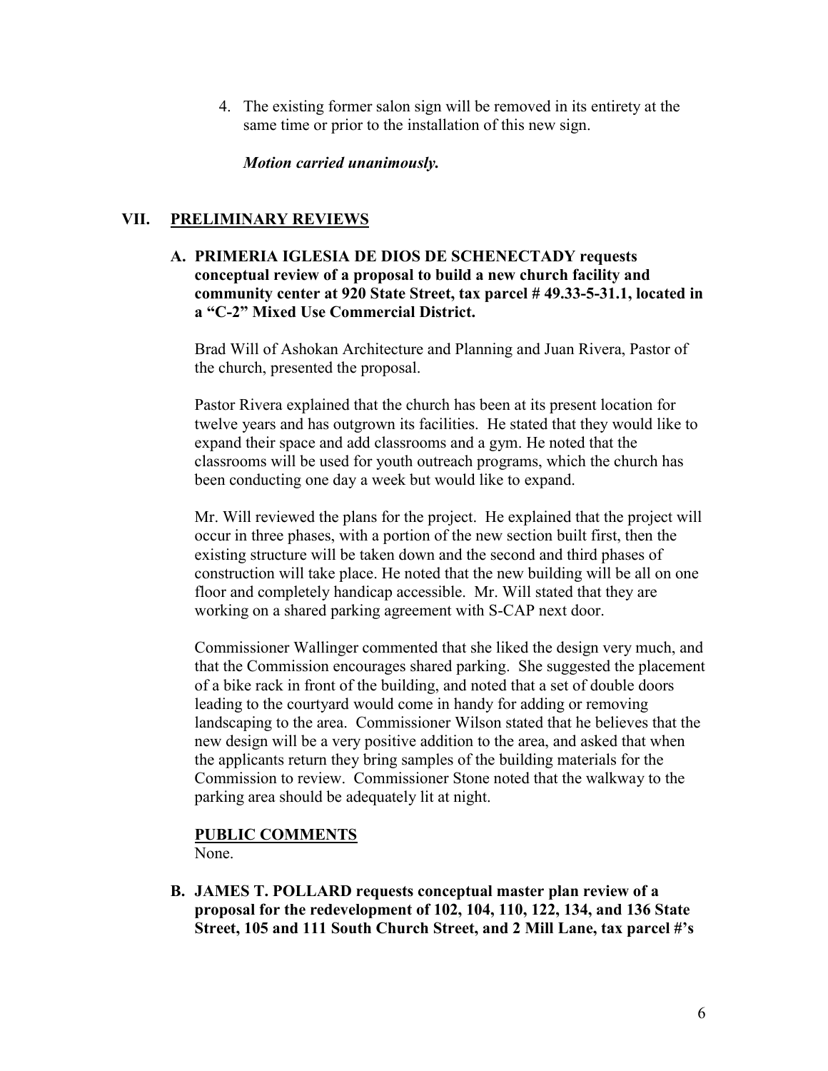4. The existing former salon sign will be removed in its entirety at the same time or prior to the installation of this new sign.

***Motion carried unanimously.***

## VII. PRELIMINARY REVIEWS

### A. PRIMERIA IGLESIA DE DIOS DE SCHENECTADY requests conceptual review of a proposal to build a new church facility and community center at 920 State Street, tax parcel # 49.33-5-31.1, located in a "C-2" Mixed Use Commercial District.

Brad Will of Ashokan Architecture and Planning and Juan Rivera, Pastor of the church, presented the proposal.

Pastor Rivera explained that the church has been at its present location for twelve years and has outgrown its facilities. He stated that they would like to expand their space and add classrooms and a gym. He noted that the classrooms will be used for youth outreach programs, which the church has been conducting one day a week but would like to expand.

Mr. Will reviewed the plans for the project. He explained that the project will occur in three phases, with a portion of the new section built first, then the existing structure will be taken down and the second and third phases of construction will take place. He noted that the new building will be all on one floor and completely handicap accessible. Mr. Will stated that they are working on a shared parking agreement with S-CAP next door.

Commissioner Wallinger commented that she liked the design very much, and that the Commission encourages shared parking. She suggested the placement of a bike rack in front of the building, and noted that a set of double doors leading to the courtyard would come in handy for adding or removing landscaping to the area. Commissioner Wilson stated that he believes that the new design will be a very positive addition to the area, and asked that when the applicants return they bring samples of the building materials for the Commission to review. Commissioner Stone noted that the walkway to the parking area should be adequately lit at night.

**<u>PUBLIC COMMENTS</u>**
None.

### B. JAMES T. POLLARD requests conceptual master plan review of a proposal for the redevelopment of 102, 104, 110, 122, 134, and 136 State Street, 105 and 111 South Church Street, and 2 Mill Lane, tax parcel #'s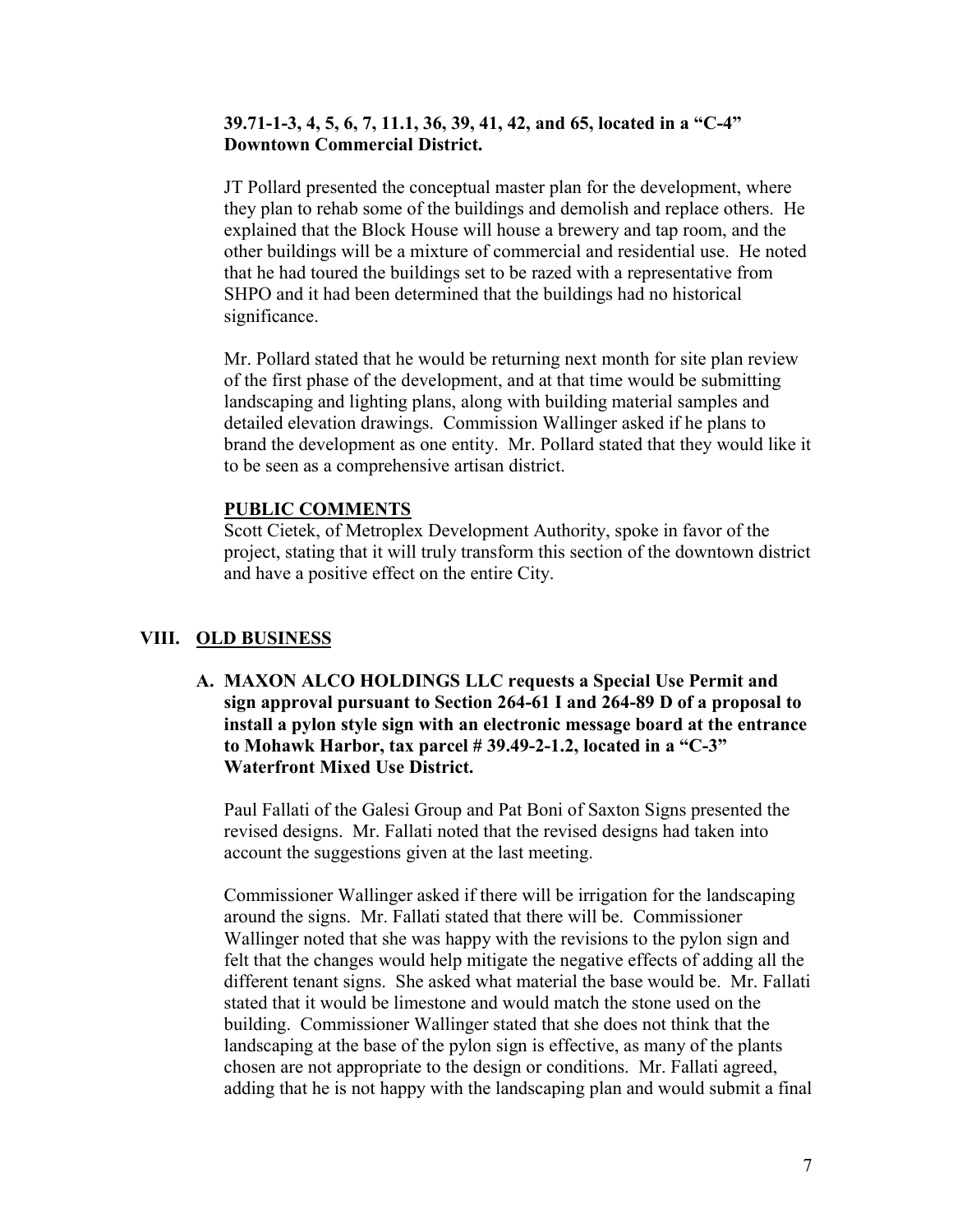**39.71-1-3, 4, 5, 6, 7, 11.1, 36, 39, 41, 42, and 65, located in a "C-4" Downtown Commercial District.**

JT Pollard presented the conceptual master plan for the development, where they plan to rehab some of the buildings and demolish and replace others. He explained that the Block House will house a brewery and tap room, and the other buildings will be a mixture of commercial and residential use. He noted that he had toured the buildings set to be razed with a representative from SHPO and it had been determined that the buildings had no historical significance.

Mr. Pollard stated that he would be returning next month for site plan review of the first phase of the development, and at that time would be submitting landscaping and lighting plans, along with building material samples and detailed elevation drawings. Commission Wallinger asked if he plans to brand the development as one entity. Mr. Pollard stated that they would like it to be seen as a comprehensive artisan district.

**PUBLIC COMMENTS**

Scott Cietek, of Metroplex Development Authority, spoke in favor of the project, stating that it will truly transform this section of the downtown district and have a positive effect on the entire City.

## VIII. OLD BUSINESS

**A. MAXON ALCO HOLDINGS LLC requests a Special Use Permit and sign approval pursuant to Section 264-61 I and 264-89 D of a proposal to install a pylon style sign with an electronic message board at the entrance to Mohawk Harbor, tax parcel # 39.49-2-1.2, located in a "C-3" Waterfront Mixed Use District.**

Paul Fallati of the Galesi Group and Pat Boni of Saxton Signs presented the revised designs. Mr. Fallati noted that the revised designs had taken into account the suggestions given at the last meeting.

Commissioner Wallinger asked if there will be irrigation for the landscaping around the signs. Mr. Fallati stated that there will be. Commissioner Wallinger noted that she was happy with the revisions to the pylon sign and felt that the changes would help mitigate the negative effects of adding all the different tenant signs. She asked what material the base would be. Mr. Fallati stated that it would be limestone and would match the stone used on the building. Commissioner Wallinger stated that she does not think that the landscaping at the base of the pylon sign is effective, as many of the plants chosen are not appropriate to the design or conditions. Mr. Fallati agreed, adding that he is not happy with the landscaping plan and would submit a final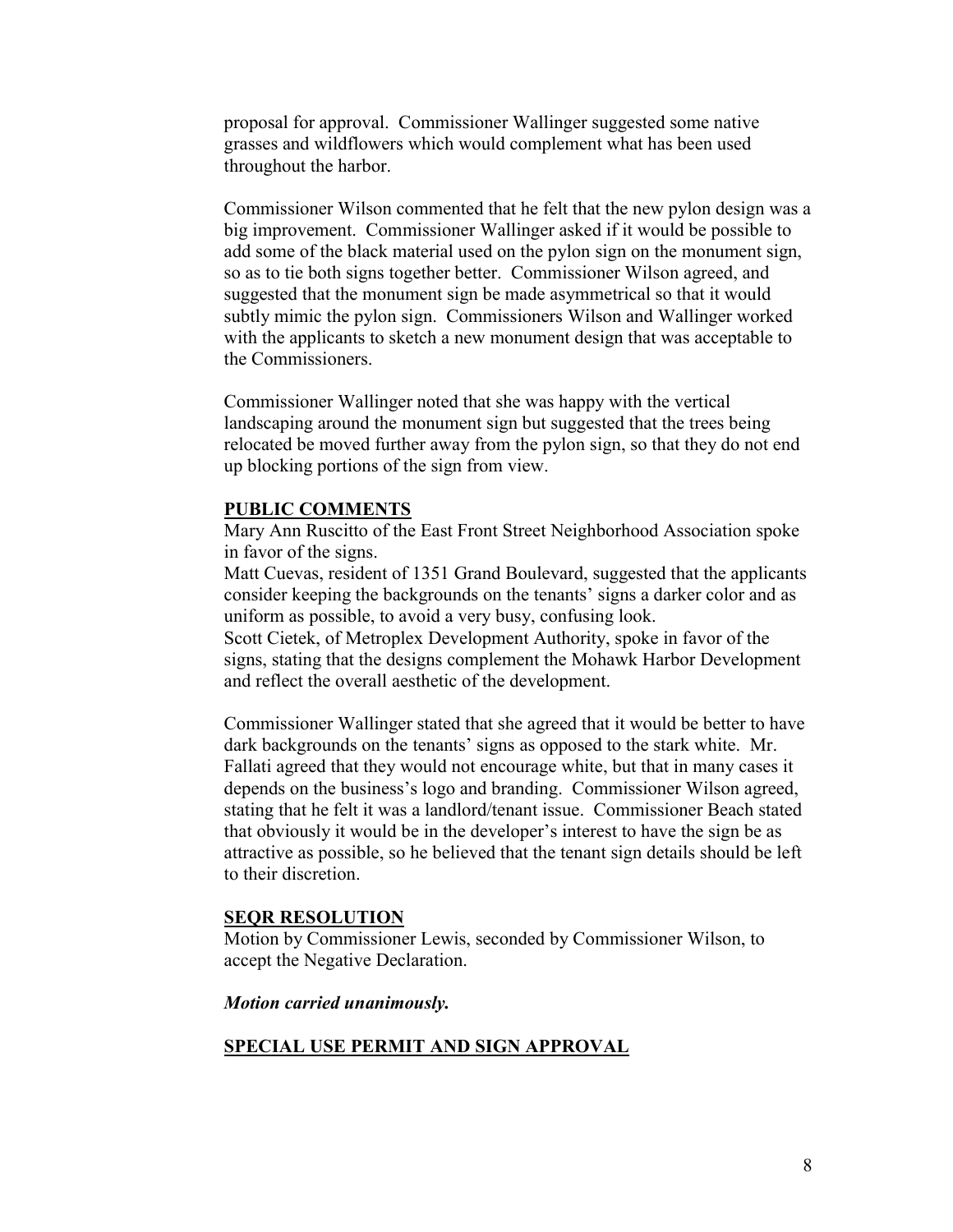proposal for approval. Commissioner Wallinger suggested some native grasses and wildflowers which would complement what has been used throughout the harbor.

Commissioner Wilson commented that he felt that the new pylon design was a big improvement. Commissioner Wallinger asked if it would be possible to add some of the black material used on the pylon sign on the monument sign, so as to tie both signs together better. Commissioner Wilson agreed, and suggested that the monument sign be made asymmetrical so that it would subtly mimic the pylon sign. Commissioners Wilson and Wallinger worked with the applicants to sketch a new monument design that was acceptable to the Commissioners.

Commissioner Wallinger noted that she was happy with the vertical landscaping around the monument sign but suggested that the trees being relocated be moved further away from the pylon sign, so that they do not end up blocking portions of the sign from view.

**PUBLIC COMMENTS**

Mary Ann Ruscitto of the East Front Street Neighborhood Association spoke in favor of the signs.

Matt Cuevas, resident of 1351 Grand Boulevard, suggested that the applicants consider keeping the backgrounds on the tenants' signs a darker color and as uniform as possible, to avoid a very busy, confusing look.

Scott Cietek, of Metroplex Development Authority, spoke in favor of the signs, stating that the designs complement the Mohawk Harbor Development and reflect the overall aesthetic of the development.

Commissioner Wallinger stated that she agreed that it would be better to have dark backgrounds on the tenants' signs as opposed to the stark white. Mr. Fallati agreed that they would not encourage white, but that in many cases it depends on the business's logo and branding. Commissioner Wilson agreed, stating that he felt it was a landlord/tenant issue. Commissioner Beach stated that obviously it would be in the developer's interest to have the sign be as attractive as possible, so he believed that the tenant sign details should be left to their discretion.

**SEQR RESOLUTION**

Motion by Commissioner Lewis, seconded by Commissioner Wilson, to accept the Negative Declaration.

***Motion carried unanimously.***

**SPECIAL USE PERMIT AND SIGN APPROVAL**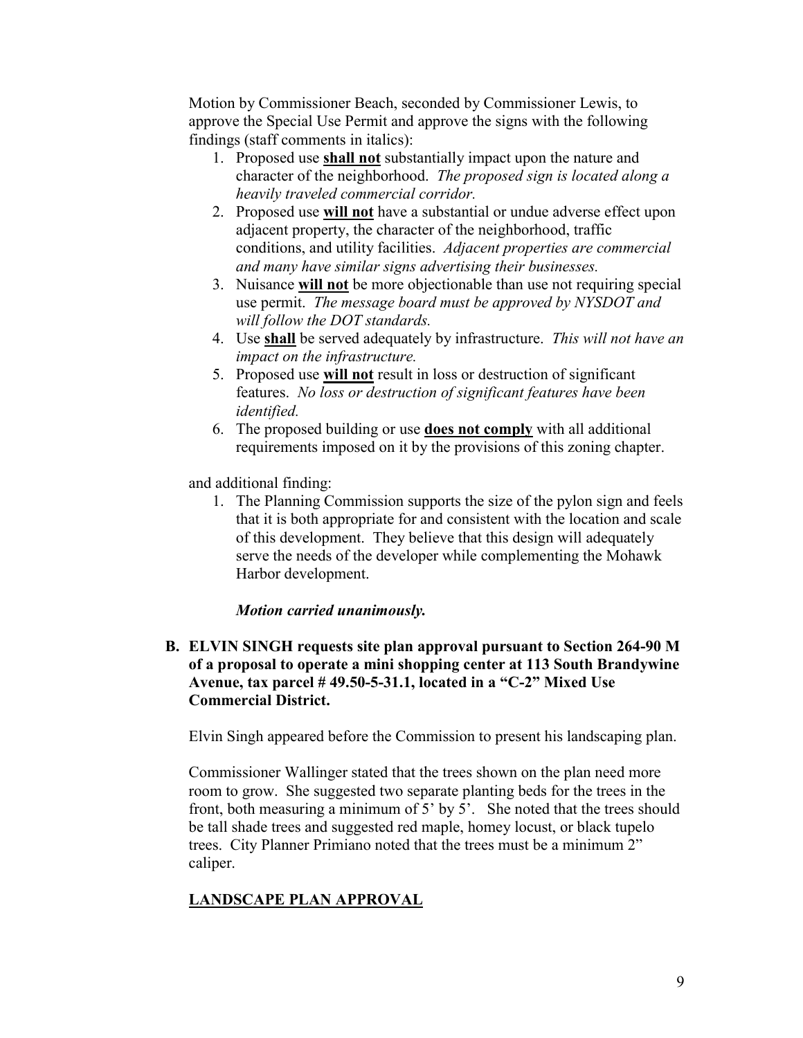Motion by Commissioner Beach, seconded by Commissioner Lewis, to approve the Special Use Permit and approve the signs with the following findings (staff comments in italics):

1. Proposed use **shall not** substantially impact upon the nature and character of the neighborhood. *The proposed sign is located along a heavily traveled commercial corridor.*
2. Proposed use **will not** have a substantial or undue adverse effect upon adjacent property, the character of the neighborhood, traffic conditions, and utility facilities. *Adjacent properties are commercial and many have similar signs advertising their businesses.*
3. Nuisance **will not** be more objectionable than use not requiring special use permit. *The message board must be approved by NYSDOT and will follow the DOT standards.*
4. Use **shall** be served adequately by infrastructure. *This will not have an impact on the infrastructure.*
5. Proposed use **will not** result in loss or destruction of significant features. *No loss or destruction of significant features have been identified.*
6. The proposed building or use **does not comply** with all additional requirements imposed on it by the provisions of this zoning chapter.

and additional finding:

1. The Planning Commission supports the size of the pylon sign and feels that it is both appropriate for and consistent with the location and scale of this development. They believe that this design will adequately serve the needs of the developer while complementing the Mohawk Harbor development.

***Motion carried unanimously.***

**B. ELVIN SINGH requests site plan approval pursuant to Section 264-90 M of a proposal to operate a mini shopping center at 113 South Brandywine Avenue, tax parcel # 49.50-5-31.1, located in a "C-2" Mixed Use Commercial District.**

Elvin Singh appeared before the Commission to present his landscaping plan.

Commissioner Wallinger stated that the trees shown on the plan need more room to grow. She suggested two separate planting beds for the trees in the front, both measuring a minimum of 5' by 5'. She noted that the trees should be tall shade trees and suggested red maple, homey locust, or black tupelo trees. City Planner Primiano noted that the trees must be a minimum 2" caliper.

**LANDSCAPE PLAN APPROVAL**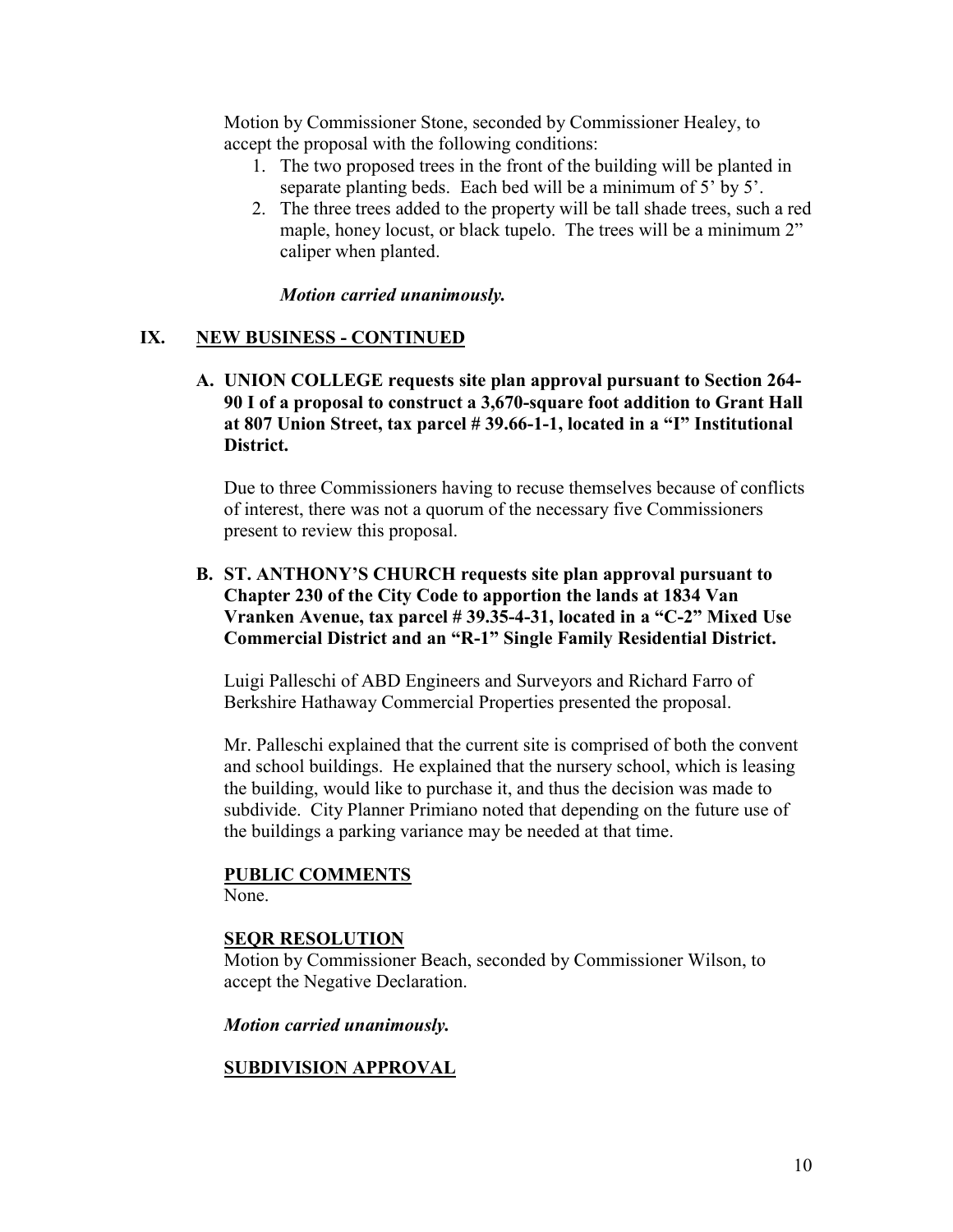Motion by Commissioner Stone, seconded by Commissioner Healey, to accept the proposal with the following conditions:

1. The two proposed trees in the front of the building will be planted in separate planting beds. Each bed will be a minimum of 5' by 5'.
2. The three trees added to the property will be tall shade trees, such a red maple, honey locust, or black tupelo. The trees will be a minimum 2" caliper when planted.

***Motion carried unanimously.***

## IX. NEW BUSINESS - CONTINUED

**A. UNION COLLEGE requests site plan approval pursuant to Section 264-90 I of a proposal to construct a 3,670-square foot addition to Grant Hall at 807 Union Street, tax parcel # 39.66-1-1, located in a "I" Institutional District.**

Due to three Commissioners having to recuse themselves because of conflicts of interest, there was not a quorum of the necessary five Commissioners present to review this proposal.

**B. ST. ANTHONY'S CHURCH requests site plan approval pursuant to Chapter 230 of the City Code to apportion the lands at 1834 Van Vranken Avenue, tax parcel # 39.35-4-31, located in a "C-2" Mixed Use Commercial District and an "R-1" Single Family Residential District.**

Luigi Palleschi of ABD Engineers and Surveyors and Richard Farro of Berkshire Hathaway Commercial Properties presented the proposal.

Mr. Palleschi explained that the current site is comprised of both the convent and school buildings. He explained that the nursery school, which is leasing the building, would like to purchase it, and thus the decision was made to subdivide. City Planner Primiano noted that depending on the future use of the buildings a parking variance may be needed at that time.

**PUBLIC COMMENTS**

None.

**SEQR RESOLUTION**

Motion by Commissioner Beach, seconded by Commissioner Wilson, to accept the Negative Declaration.

***Motion carried unanimously.***

**SUBDIVISION APPROVAL**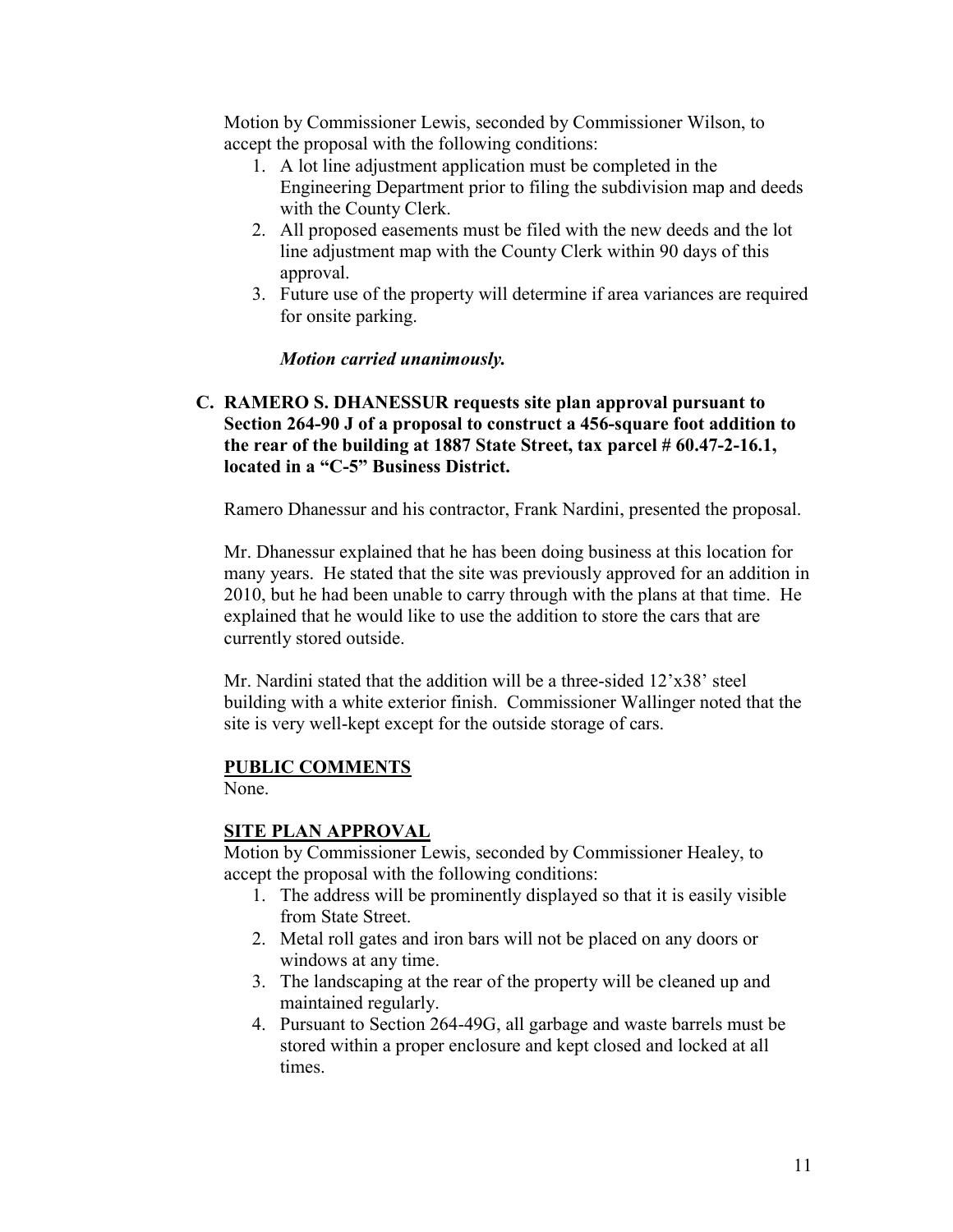Motion by Commissioner Lewis, seconded by Commissioner Wilson, to accept the proposal with the following conditions:

1. A lot line adjustment application must be completed in the Engineering Department prior to filing the subdivision map and deeds with the County Clerk.
2. All proposed easements must be filed with the new deeds and the lot line adjustment map with the County Clerk within 90 days of this approval.
3. Future use of the property will determine if area variances are required for onsite parking.

***Motion carried unanimously.***

**C. RAMERO S. DHANESSUR requests site plan approval pursuant to Section 264-90 J of a proposal to construct a 456-square foot addition to the rear of the building at 1887 State Street, tax parcel # 60.47-2-16.1, located in a "C-5" Business District.**

Ramero Dhanessur and his contractor, Frank Nardini, presented the proposal.

Mr. Dhanessur explained that he has been doing business at this location for many years. He stated that the site was previously approved for an addition in 2010, but he had been unable to carry through with the plans at that time. He explained that he would like to use the addition to store the cars that are currently stored outside.

Mr. Nardini stated that the addition will be a three-sided 12'x38' steel building with a white exterior finish. Commissioner Wallinger noted that the site is very well-kept except for the outside storage of cars.

**PUBLIC COMMENTS**

None.

**SITE PLAN APPROVAL**

Motion by Commissioner Lewis, seconded by Commissioner Healey, to accept the proposal with the following conditions:

1. The address will be prominently displayed so that it is easily visible from State Street.
2. Metal roll gates and iron bars will not be placed on any doors or windows at any time.
3. The landscaping at the rear of the property will be cleaned up and maintained regularly.
4. Pursuant to Section 264-49G, all garbage and waste barrels must be stored within a proper enclosure and kept closed and locked at all times.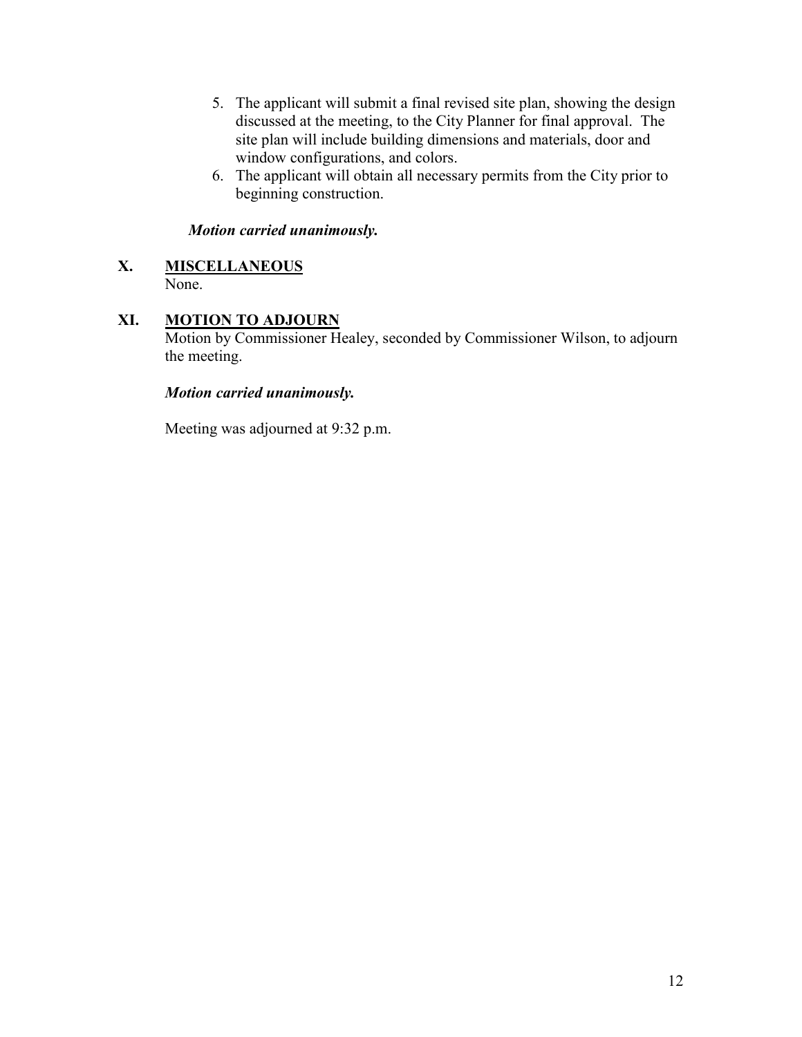5. The applicant will submit a final revised site plan, showing the design discussed at the meeting, to the City Planner for final approval. The site plan will include building dimensions and materials, door and window configurations, and colors.
6. The applicant will obtain all necessary permits from the City prior to beginning construction.

***Motion carried unanimously.***

## X. <u>MISCELLANEOUS</u>

None.

## XI. <u>MOTION TO ADJOURN</u>

Motion by Commissioner Healey, seconded by Commissioner Wilson, to adjourn the meeting.

***Motion carried unanimously.***

Meeting was adjourned at 9:32 p.m.